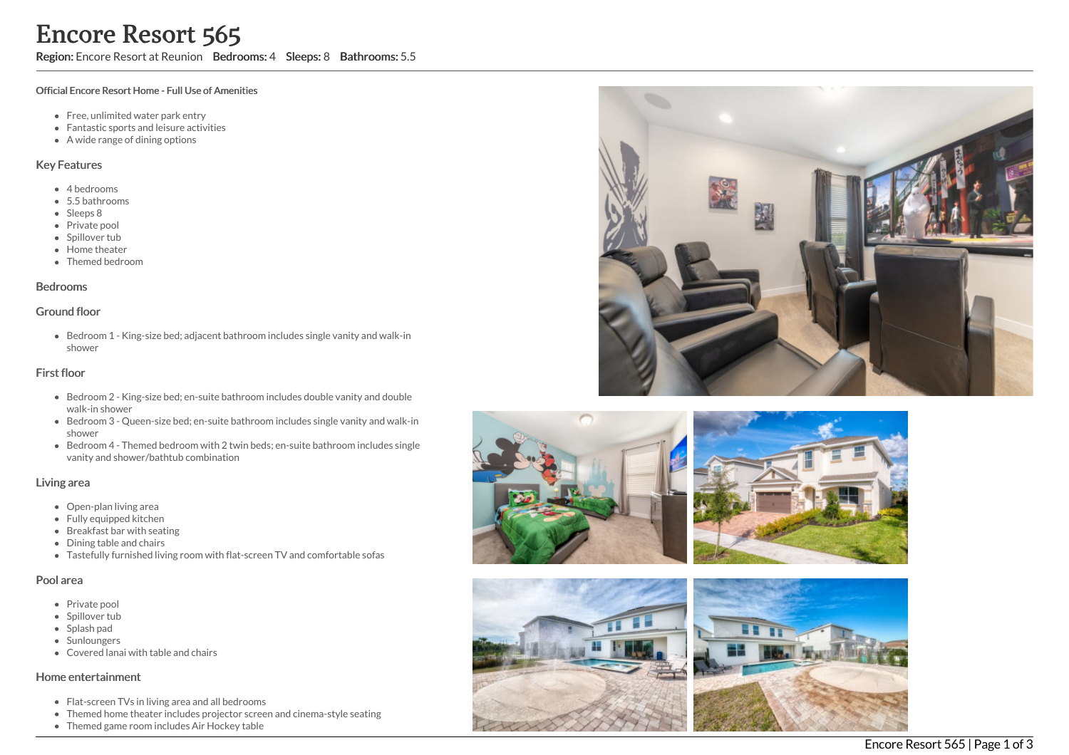# Encore Resort 565

**Region:** Encore Resort at Reunion **Bedrooms:** 4 **Sleeps:** 8 **Bathrooms:** 5.5

**Official Encore Resort Home - Full Use of Amenities**

- Free, unlimited water park entry
- Fantastic sports and leisure activities
- A wide range of dining options

## Key Features

- 4 bedrooms
- 5.5 bathrooms
- Sleeps 8
- Private pool
- Spillover tub
- Home theater
- Themed bedroom

## Bedrooms

## Ground floor

- Bedroom 1 - King-size bed; adjacent bathroom includes single vanity and walk-in shower

## First floor

- Bedroom 2 - King-size bed; en-suite bathroom includes double vanity and double walk-in shower
- Bedroom 3 - Queen-size bed; en-suite bathroom includes single vanity and walk-in shower
- Bedroom 4 - Themed bedroom with 2 twin beds; en-suite bathroom includes single vanity and shower/bathtub combination

## Living area

- Open-plan living area
- Fully equipped kitchen
- Breakfast bar with seating
- Dining table and chairs
- Tastefully furnished living room with flat-screen TV and comfortable sofas

## Pool area

- Private pool
- Spillover tub
- Splash pad
- Sunloungers
- Covered lanai with table and chairs

## Home entertainment

- Flat-screen TVs in living area and all bedrooms
- Themed home theater includes projector screen and cinema-style seating
- Themed game room includes Air Hockey table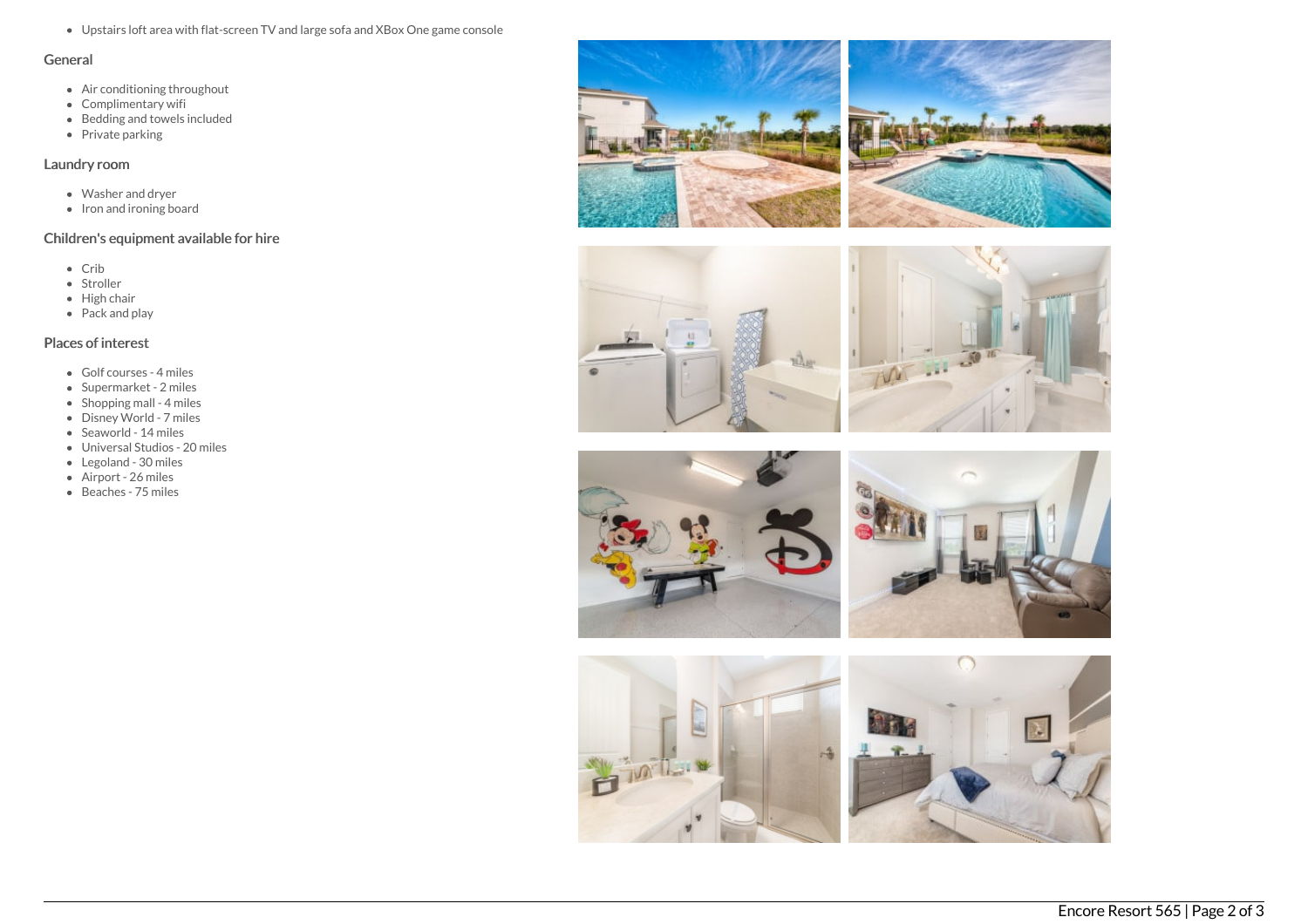- Upstairs loft area with flat-screen TV and large sofa and XBox One game console

## General

- Air conditioning throughout
- Complimentary wifi
- Bedding and towels included
- Private parking

## Laundry room

- Washer and dryer
- Iron and ironing board

## Children's equipment available for hire

- Crib
- Stroller
- High chair
- Pack and play

## Places of interest

- Golf courses - 4 miles
- Supermarket - 2 miles
- Shopping mall - 4 miles
- Disney World - 7 miles
- Seaworld - 14 miles
- Universal Studios - 20 miles
- Legoland - 30 miles
- Airport - 26 miles
- Beaches - 75 miles